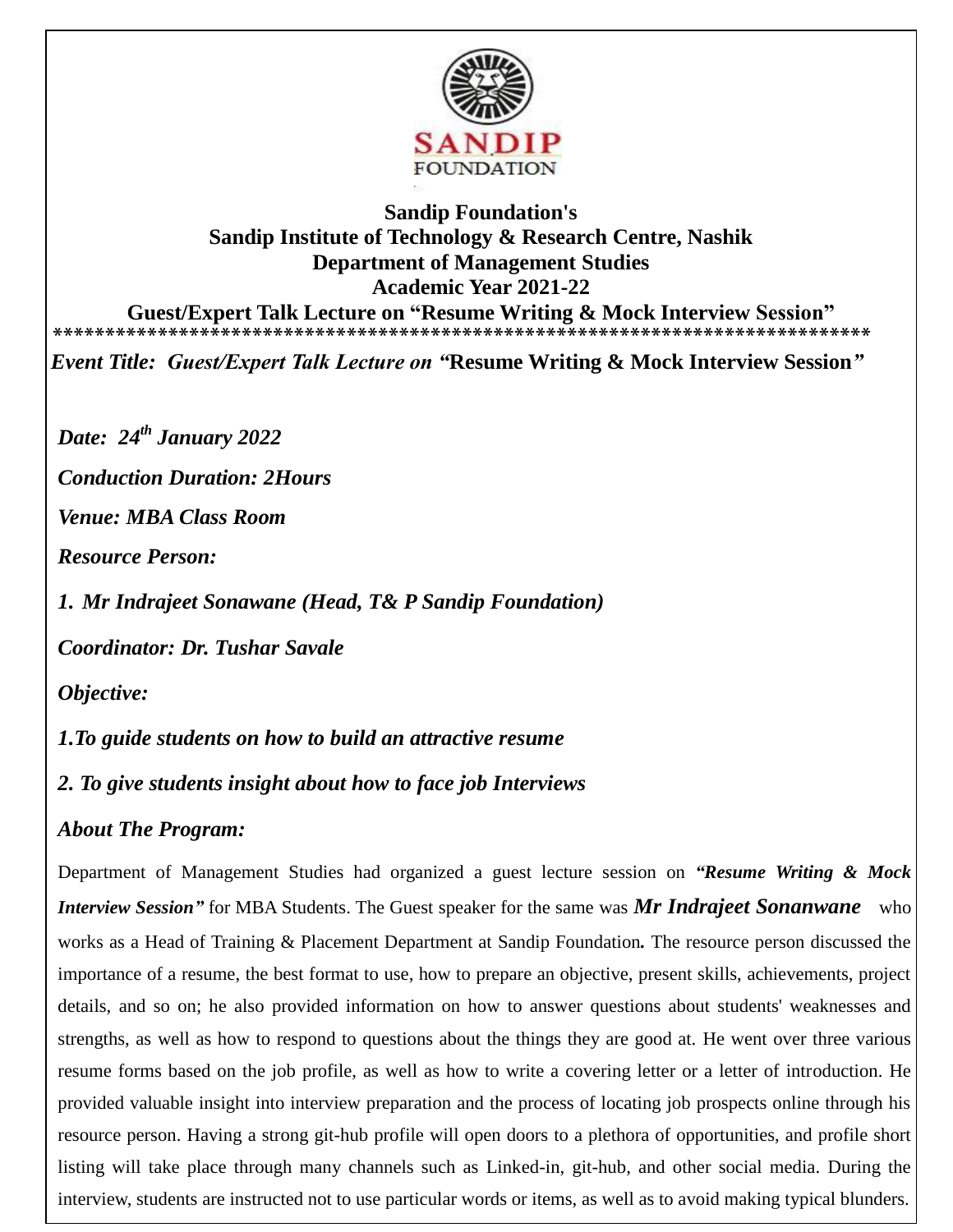**Sandip Foundation's**
**Sandip Institute of Technology & Research Centre, Nashik**
**Department of Management Studies**
**Academic Year 2021-22**
**Guest/Expert Talk Lecture on "Resume Writing & Mock Interview Session"**

*******************************************************************************

*Event Title: Guest/Expert Talk Lecture on "***Resume Writing & Mock Interview Session***"*

***Date: 24th January 2022***

***Conduction Duration: 2Hours***

***Venue: MBA Class Room***

***Resource Person:***

***1. Mr Indrajeet Sonawane (Head, T& P Sandip Foundation)***

***Coordinator: Dr. Tushar Savale***

***Objective:***

***1.To guide students on how to build an attractive resume***

***2. To give students insight about how to face job Interviews***

***About The Program:***

Department of Management Studies had organized a guest lecture session on ***"Resume Writing & Mock Interview Session"*** for MBA Students. The Guest speaker for the same was ***Mr Indrajeet Sonanwane*** who works as a Head of Training & Placement Department at Sandip Foundation**.** The resource person discussed the importance of a resume, the best format to use, how to prepare an objective, present skills, achievements, project details, and so on; he also provided information on how to answer questions about students' weaknesses and strengths, as well as how to respond to questions about the things they are good at. He went over three various resume forms based on the job profile, as well as how to write a covering letter or a letter of introduction. He provided valuable insight into interview preparation and the process of locating job prospects online through his resource person. Having a strong git-hub profile will open doors to a plethora of opportunities, and profile short listing will take place through many channels such as Linked-in, git-hub, and other social media. During the interview, students are instructed not to use particular words or items, as well as to avoid making typical blunders.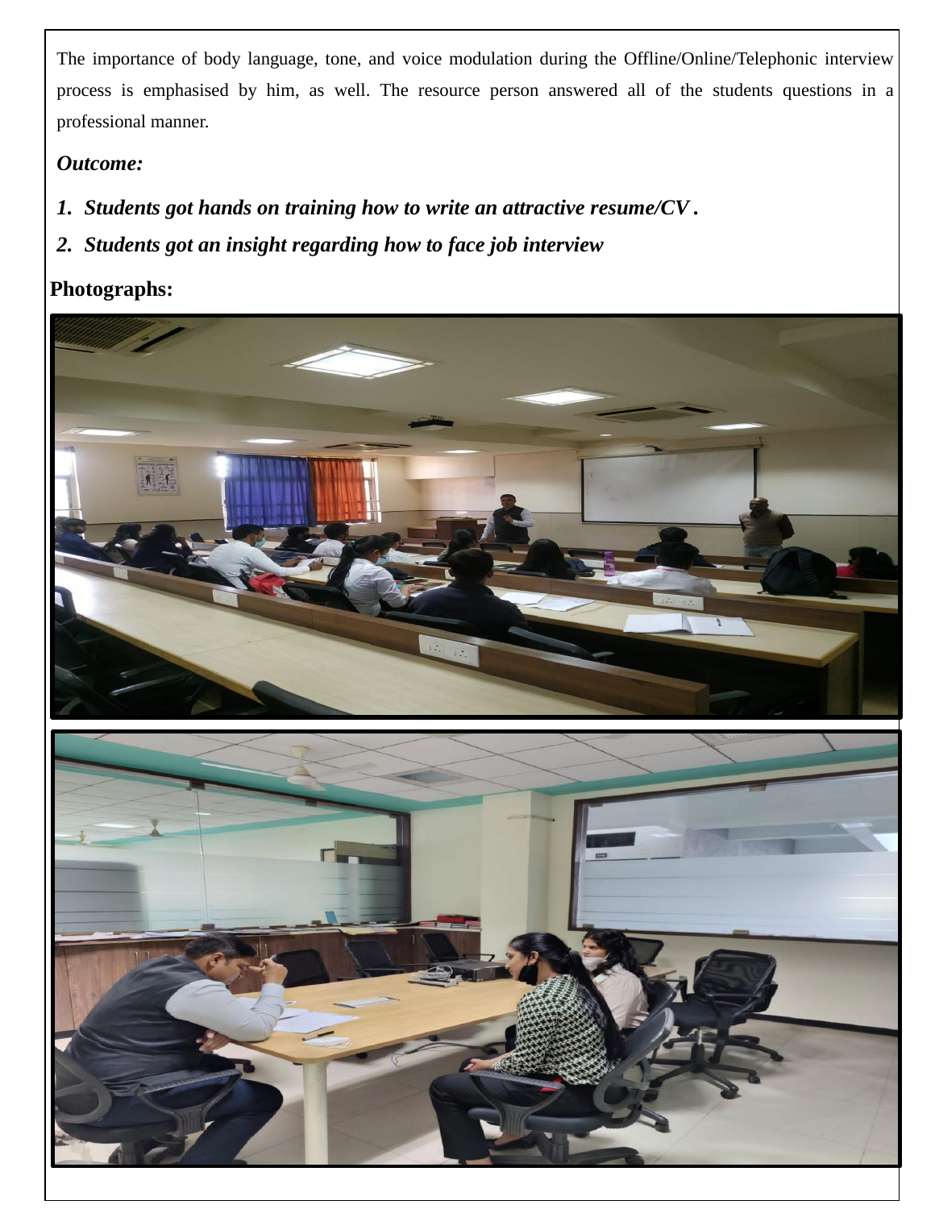The importance of body language, tone, and voice modulation during the Offline/Online/Telephonic interview process is emphasised by him, as well. The resource person answered all of the students questions in a professional manner.

***Outcome:***

1. ***Students got hands on training how to write an attractive resume/CV .***
2. ***Students got an insight regarding how to face job interview***

**Photographs:**